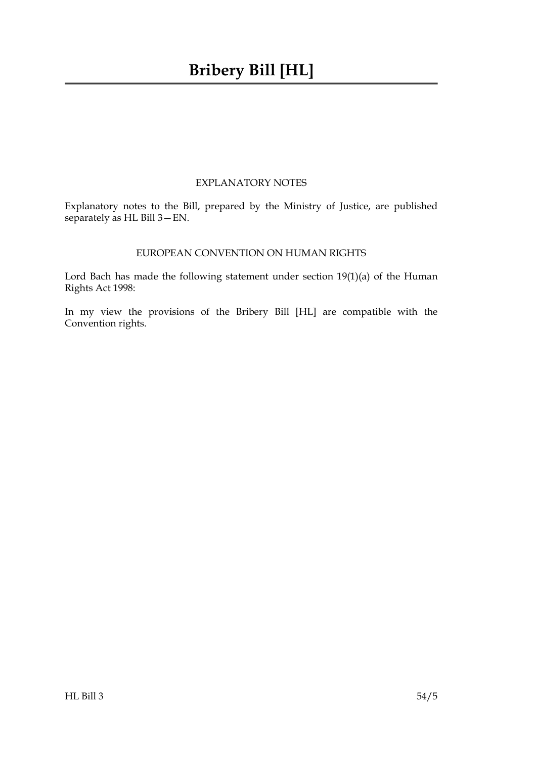# Bribery Bill [HL]

## EXPLANATORY NOTES

Explanatory notes to the Bill, prepared by the Ministry of Justice, are published separately as HL Bill 3—EN.

## EUROPEAN CONVENTION ON HUMAN RIGHTS

Lord Bach has made the following statement under section 19(1)(a) of the Human Rights Act 1998:

In my view the provisions of the Bribery Bill [HL] are compatible with the Convention rights.

HL Bill 3 54/5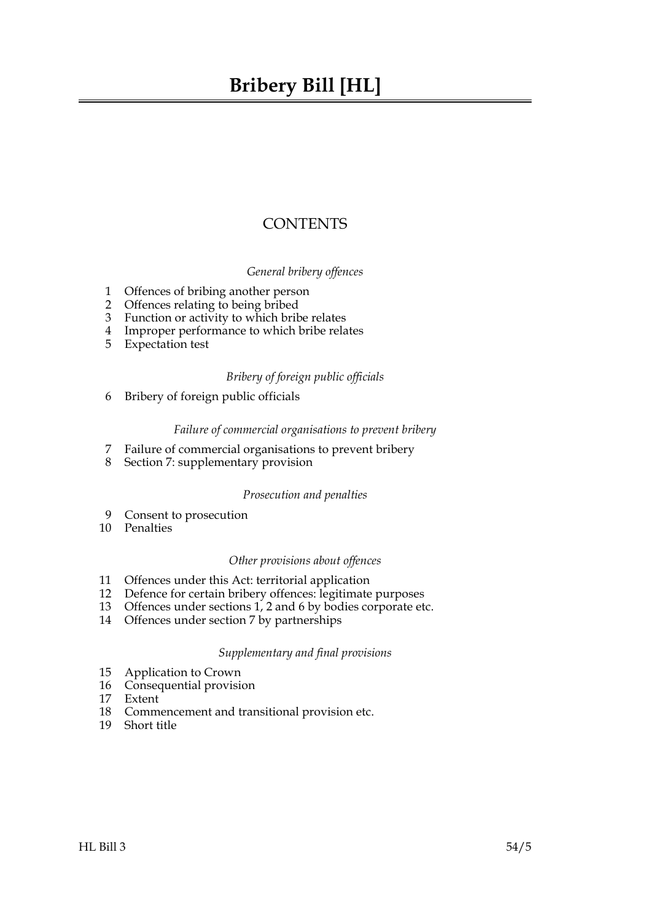# Bribery Bill [HL]

## CONTENTS

*General bribery offences*

1 Offences of bribing another person
2 Offences relating to being bribed
3 Function or activity to which bribe relates
4 Improper performance to which bribe relates
5 Expectation test

*Bribery of foreign public officials*

6 Bribery of foreign public officials

*Failure of commercial organisations to prevent bribery*

7 Failure of commercial organisations to prevent bribery
8 Section 7: supplementary provision

*Prosecution and penalties*

9 Consent to prosecution
10 Penalties

*Other provisions about offences*

11 Offences under this Act: territorial application
12 Defence for certain bribery offences: legitimate purposes
13 Offences under sections 1, 2 and 6 by bodies corporate etc.
14 Offences under section 7 by partnerships

*Supplementary and final provisions*

15 Application to Crown
16 Consequential provision
17 Extent
18 Commencement and transitional provision etc.
19 Short title

HL Bill 3 54/5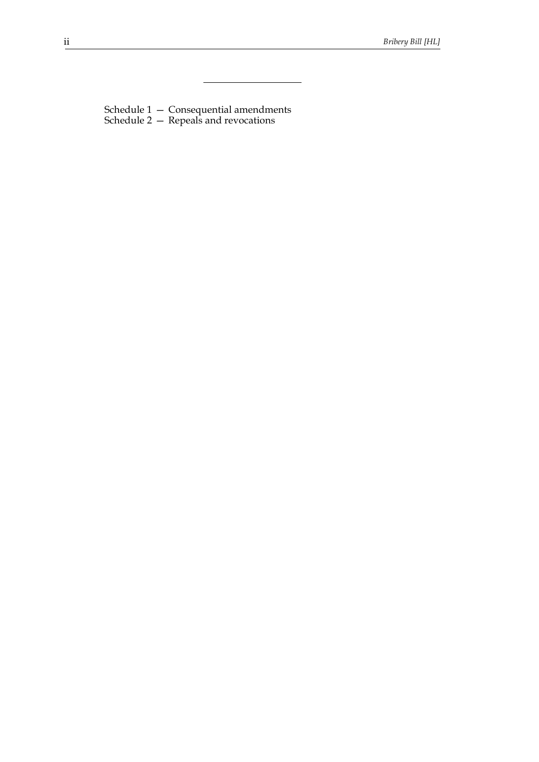Schedule 1 — Consequential amendments
Schedule 2 — Repeals and revocations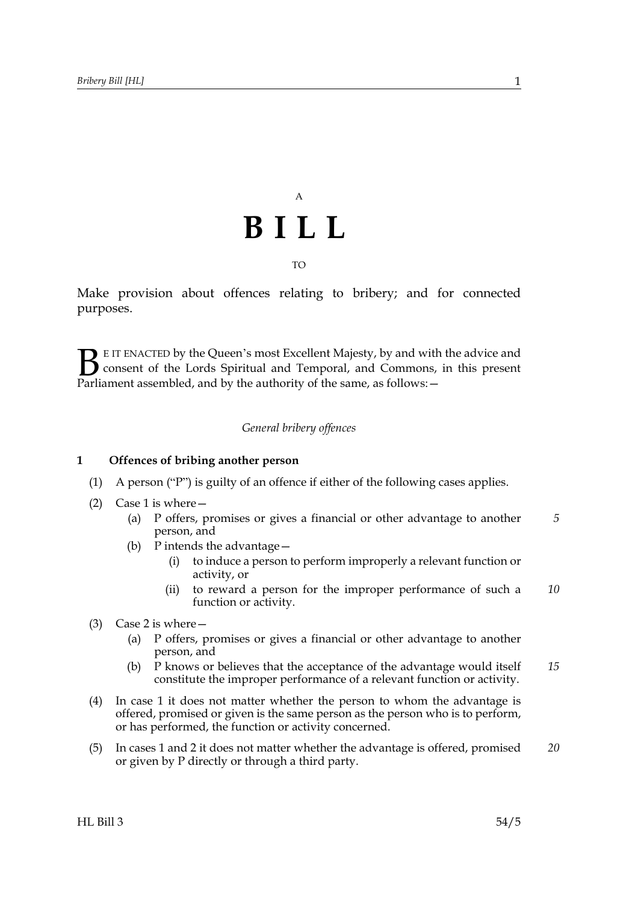A

# BILL

TO

Make provision about offences relating to bribery; and for connected purposes.

BE IT ENACTED by the Queen's most Excellent Majesty, by and with the advice and consent of the Lords Spiritual and Temporal, and Commons, in this present Parliament assembled, and by the authority of the same, as follows:—

*General bribery offences*

## 1 Offences of bribing another person

(1) A person ("P") is guilty of an offence if either of the following cases applies.

(2) Case 1 is where—

- (a) P offers, promises or gives a financial or other advantage to another person, and
- (b) P intends the advantage—
  - (i) to induce a person to perform improperly a relevant function or activity, or
  - (ii) to reward a person for the improper performance of such a function or activity.

(3) Case 2 is where—

- (a) P offers, promises or gives a financial or other advantage to another person, and
- (b) P knows or believes that the acceptance of the advantage would itself constitute the improper performance of a relevant function or activity.

(4) In case 1 it does not matter whether the person to whom the advantage is offered, promised or given is the same person as the person who is to perform, or has performed, the function or activity concerned.

(5) In cases 1 and 2 it does not matter whether the advantage is offered, promised or given by P directly or through a third party.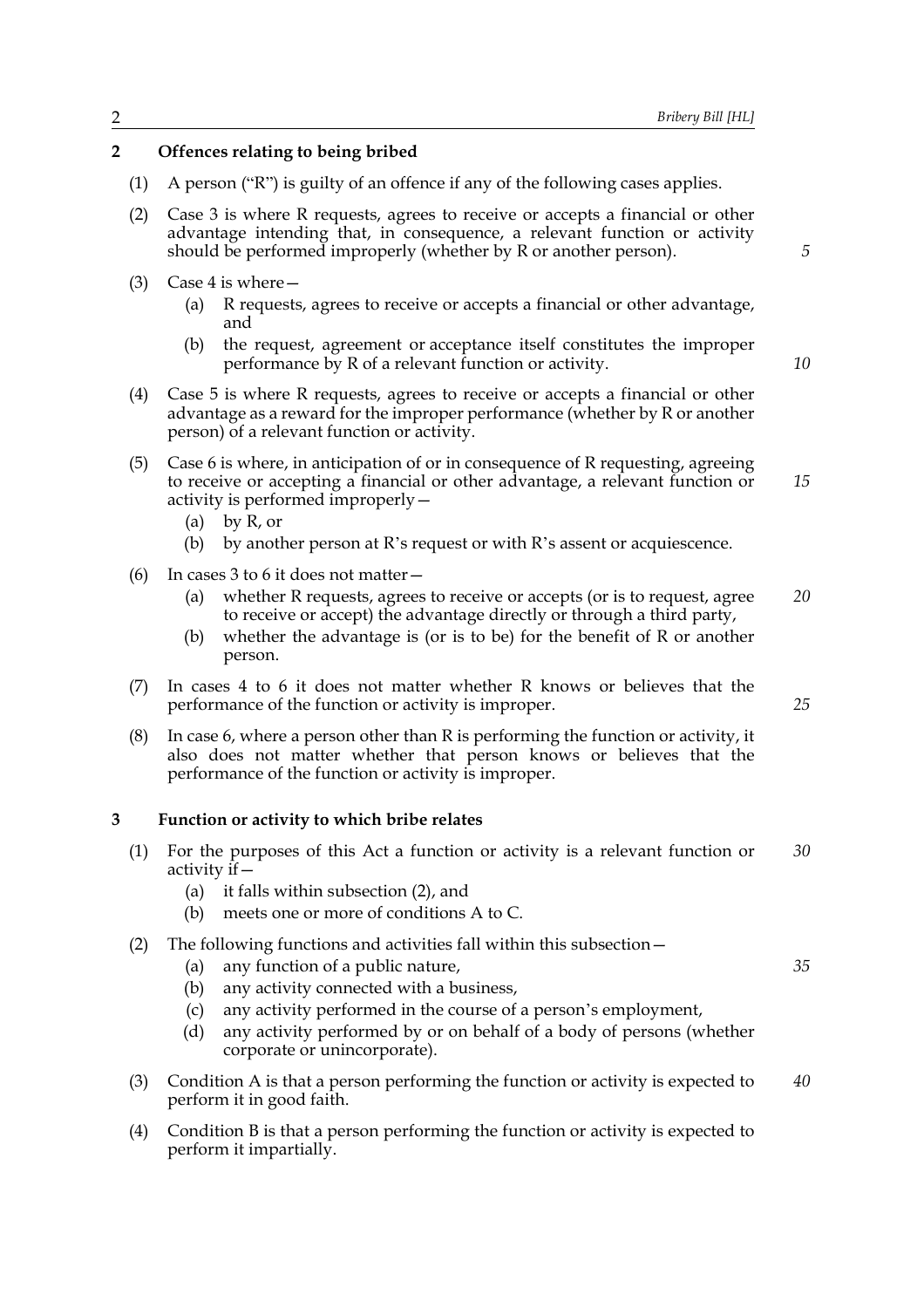## 2 Offences relating to being bribed

(1) A person ("R") is guilty of an offence if any of the following cases applies.

(2) Case 3 is where R requests, agrees to receive or accepts a financial or other advantage intending that, in consequence, a relevant function or activity should be performed improperly (whether by R or another person).

(3) Case 4 is where—

- (a) R requests, agrees to receive or accepts a financial or other advantage, and
- (b) the request, agreement or acceptance itself constitutes the improper performance by R of a relevant function or activity.

(4) Case 5 is where R requests, agrees to receive or accepts a financial or other advantage as a reward for the improper performance (whether by R or another person) of a relevant function or activity.

(5) Case 6 is where, in anticipation of or in consequence of R requesting, agreeing to receive or accepting a financial or other advantage, a relevant function or activity is performed improperly—

- (a) by R, or
- (b) by another person at R's request or with R's assent or acquiescence.

(6) In cases 3 to 6 it does not matter—

- (a) whether R requests, agrees to receive or accepts (or is to request, agree to receive or accept) the advantage directly or through a third party,
- (b) whether the advantage is (or is to be) for the benefit of R or another person.

(7) In cases 4 to 6 it does not matter whether R knows or believes that the performance of the function or activity is improper.

(8) In case 6, where a person other than R is performing the function or activity, it also does not matter whether that person knows or believes that the performance of the function or activity is improper.

## 3 Function or activity to which bribe relates

(1) For the purposes of this Act a function or activity is a relevant function or activity if—

- (a) it falls within subsection (2), and
- (b) meets one or more of conditions A to C.

(2) The following functions and activities fall within this subsection—

- (a) any function of a public nature,
- (b) any activity connected with a business,
- (c) any activity performed in the course of a person's employment,
- (d) any activity performed by or on behalf of a body of persons (whether corporate or unincorporate).

(3) Condition A is that a person performing the function or activity is expected to perform it in good faith.

(4) Condition B is that a person performing the function or activity is expected to perform it impartially.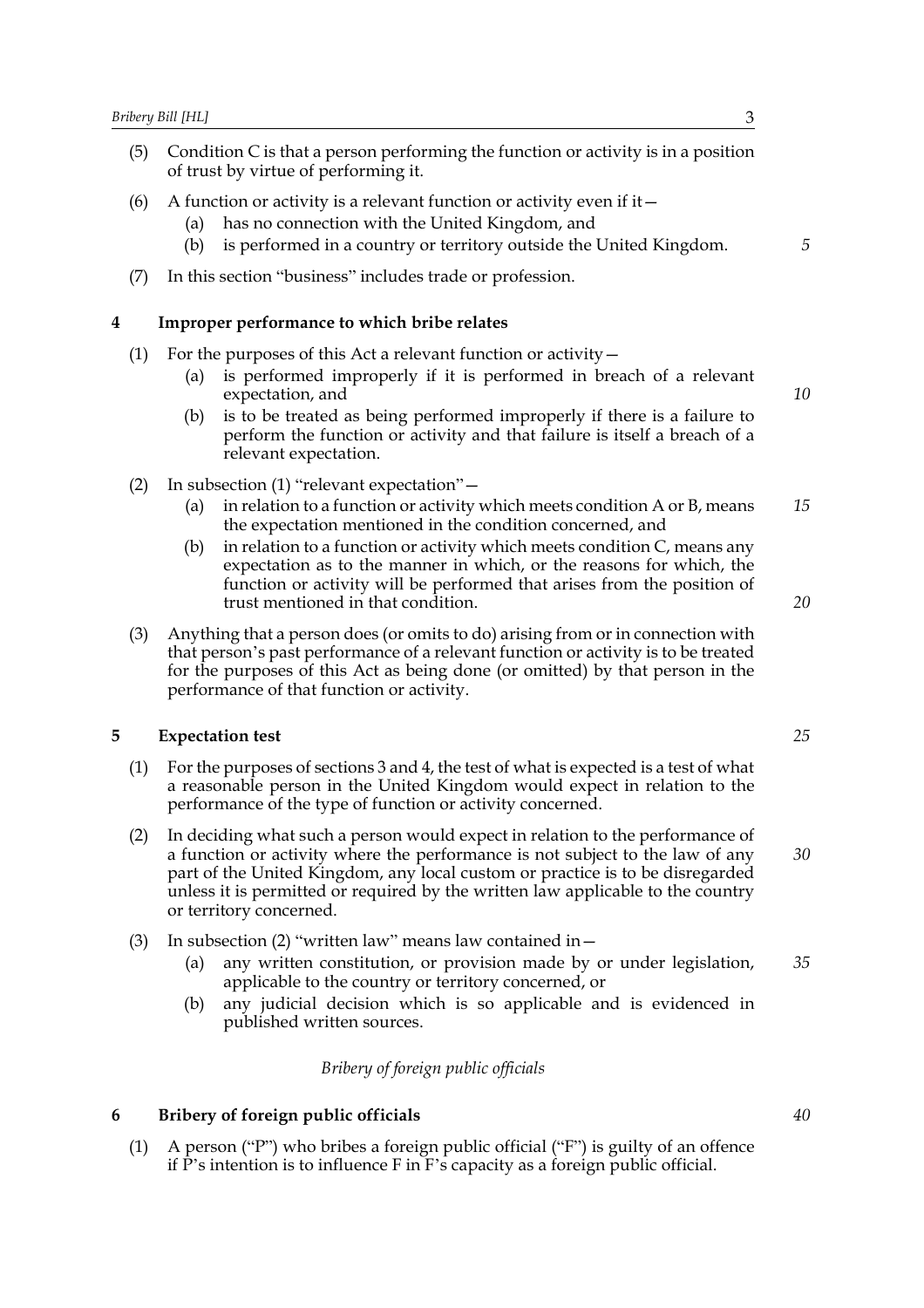(5) Condition C is that a person performing the function or activity is in a position of trust by virtue of performing it.

(6) A function or activity is a relevant function or activity even if it—

(a) has no connection with the United Kingdom, and

(b) is performed in a country or territory outside the United Kingdom.

(7) In this section "business" includes trade or profession.

## 4 Improper performance to which bribe relates

(1) For the purposes of this Act a relevant function or activity—

(a) is performed improperly if it is performed in breach of a relevant expectation, and

(b) is to be treated as being performed improperly if there is a failure to perform the function or activity and that failure is itself a breach of a relevant expectation.

(2) In subsection (1) "relevant expectation"—

(a) in relation to a function or activity which meets condition A or B, means the expectation mentioned in the condition concerned, and

(b) in relation to a function or activity which meets condition C, means any expectation as to the manner in which, or the reasons for which, the function or activity will be performed that arises from the position of trust mentioned in that condition.

(3) Anything that a person does (or omits to do) arising from or in connection with that person's past performance of a relevant function or activity is to be treated for the purposes of this Act as being done (or omitted) by that person in the performance of that function or activity.

## 5 Expectation test

(1) For the purposes of sections 3 and 4, the test of what is expected is a test of what a reasonable person in the United Kingdom would expect in relation to the performance of the type of function or activity concerned.

(2) In deciding what such a person would expect in relation to the performance of a function or activity where the performance is not subject to the law of any part of the United Kingdom, any local custom or practice is to be disregarded unless it is permitted or required by the written law applicable to the country or territory concerned.

(3) In subsection (2) "written law" means law contained in—

(a) any written constitution, or provision made by or under legislation, applicable to the country or territory concerned, or

(b) any judicial decision which is so applicable and is evidenced in published written sources.

*Bribery of foreign public officials*

## 6 Bribery of foreign public officials

(1) A person ("P") who bribes a foreign public official ("F") is guilty of an offence if P's intention is to influence F in F's capacity as a foreign public official.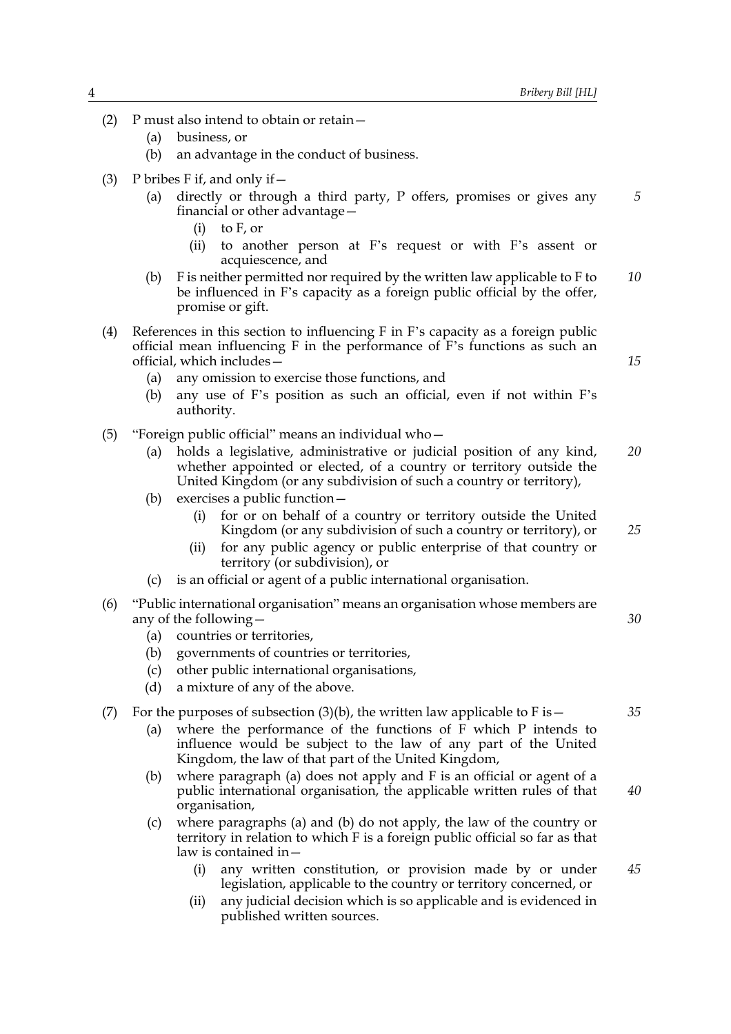(2) P must also intend to obtain or retain—

  (a) business, or

  (b) an advantage in the conduct of business.

(3) P bribes F if, and only if—

  (a) directly or through a third party, P offers, promises or gives any financial or other advantage—

    (i) to F, or

    (ii) to another person at F's request or with F's assent or acquiescence, and

  (b) F is neither permitted nor required by the written law applicable to F to be influenced in F's capacity as a foreign public official by the offer, promise or gift.

(4) References in this section to influencing F in F's capacity as a foreign public official mean influencing F in the performance of F's functions as such an official, which includes—

  (a) any omission to exercise those functions, and

  (b) any use of F's position as such an official, even if not within F's authority.

(5) "Foreign public official" means an individual who—

  (a) holds a legislative, administrative or judicial position of any kind, whether appointed or elected, of a country or territory outside the United Kingdom (or any subdivision of such a country or territory),

  (b) exercises a public function—

    (i) for or on behalf of a country or territory outside the United Kingdom (or any subdivision of such a country or territory), or

    (ii) for any public agency or public enterprise of that country or territory (or subdivision), or

  (c) is an official or agent of a public international organisation.

(6) "Public international organisation" means an organisation whose members are any of the following—

  (a) countries or territories,

  (b) governments of countries or territories,

  (c) other public international organisations,

  (d) a mixture of any of the above.

(7) For the purposes of subsection (3)(b), the written law applicable to F is—

  (a) where the performance of the functions of F which P intends to influence would be subject to the law of any part of the United Kingdom, the law of that part of the United Kingdom,

  (b) where paragraph (a) does not apply and F is an official or agent of a public international organisation, the applicable written rules of that organisation,

  (c) where paragraphs (a) and (b) do not apply, the law of the country or territory in relation to which F is a foreign public official so far as that law is contained in—

    (i) any written constitution, or provision made by or under legislation, applicable to the country or territory concerned, or

    (ii) any judicial decision which is so applicable and is evidenced in published written sources.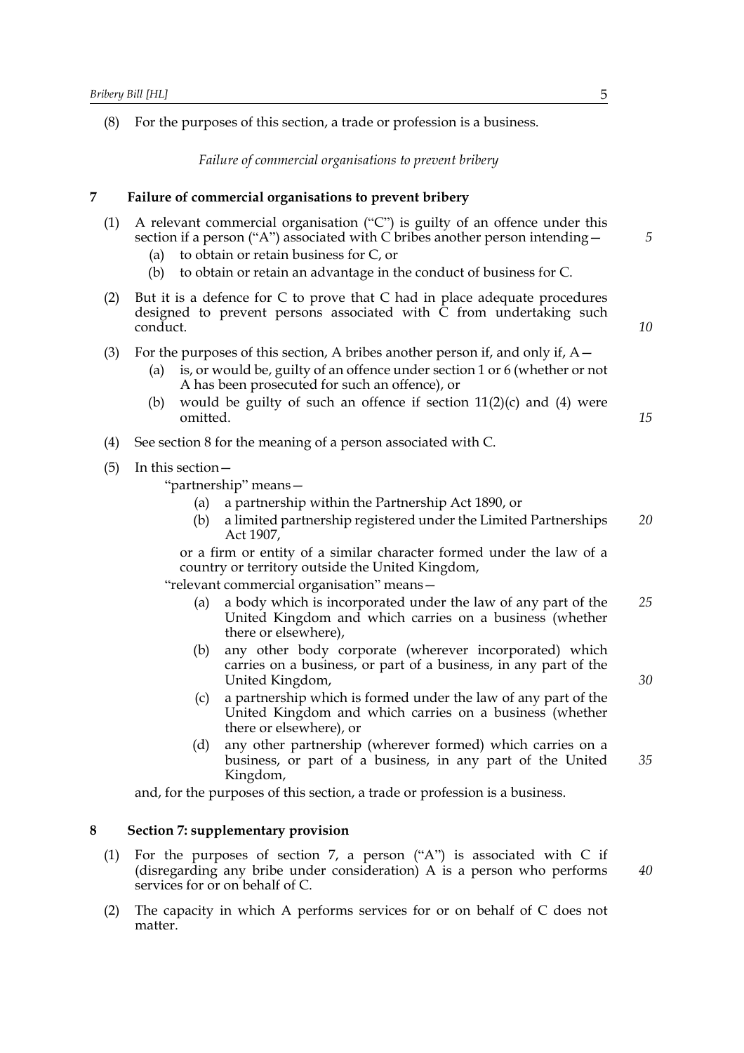(8) For the purposes of this section, a trade or profession is a business.

*Failure of commercial organisations to prevent bribery*

## 7 Failure of commercial organisations to prevent bribery

(1) A relevant commercial organisation ("C") is guilty of an offence under this section if a person ("A") associated with C bribes another person intending—

- (a) to obtain or retain business for C, or
- (b) to obtain or retain an advantage in the conduct of business for C.

(2) But it is a defence for C to prove that C had in place adequate procedures designed to prevent persons associated with C from undertaking such conduct.

(3) For the purposes of this section, A bribes another person if, and only if, A—

- (a) is, or would be, guilty of an offence under section 1 or 6 (whether or not A has been prosecuted for such an offence), or
- (b) would be guilty of such an offence if section 11(2)(c) and (4) were omitted.

(4) See section 8 for the meaning of a person associated with C.

(5) In this section—

"partnership" means—

- (a) a partnership within the Partnership Act 1890, or
- (b) a limited partnership registered under the Limited Partnerships Act 1907,

or a firm or entity of a similar character formed under the law of a country or territory outside the United Kingdom,

"relevant commercial organisation" means—

- (a) a body which is incorporated under the law of any part of the United Kingdom and which carries on a business (whether there or elsewhere),
- (b) any other body corporate (wherever incorporated) which carries on a business, or part of a business, in any part of the United Kingdom,
- (c) a partnership which is formed under the law of any part of the United Kingdom and which carries on a business (whether there or elsewhere), or
- (d) any other partnership (wherever formed) which carries on a business, or part of a business, in any part of the United Kingdom,

and, for the purposes of this section, a trade or profession is a business.

## 8 Section 7: supplementary provision

(1) For the purposes of section 7, a person ("A") is associated with C if (disregarding any bribe under consideration) A is a person who performs services for or on behalf of C.

(2) The capacity in which A performs services for or on behalf of C does not matter.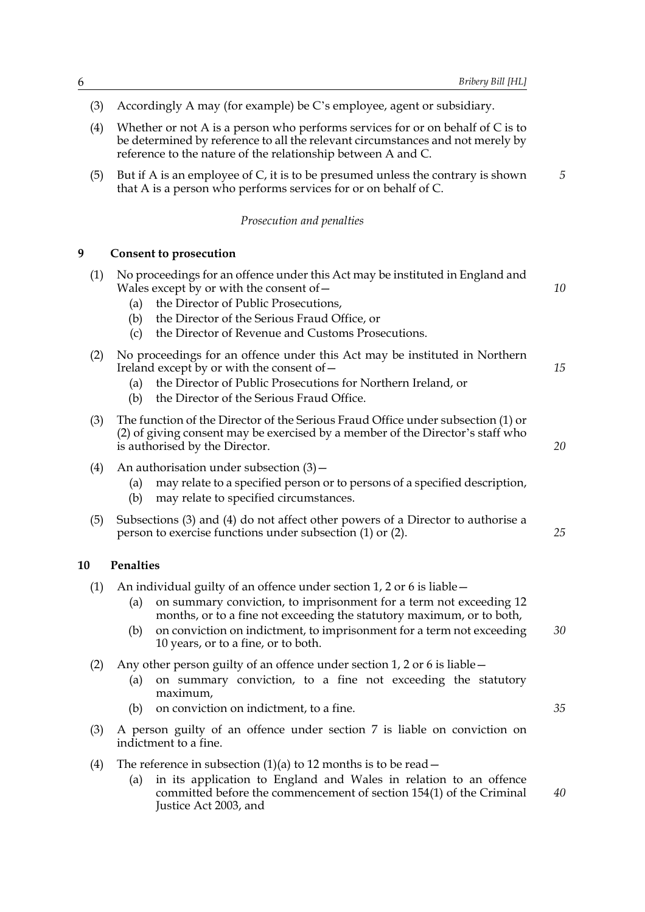(3) Accordingly A may (for example) be C's employee, agent or subsidiary.

(4) Whether or not A is a person who performs services for or on behalf of C is to be determined by reference to all the relevant circumstances and not merely by reference to the nature of the relationship between A and C.

(5) But if A is an employee of C, it is to be presumed unless the contrary is shown that A is a person who performs services for or on behalf of C.

*Prosecution and penalties*

**9 Consent to prosecution**

(1) No proceedings for an offence under this Act may be instituted in England and Wales except by or with the consent of—

- (a) the Director of Public Prosecutions,
- (b) the Director of the Serious Fraud Office, or
- (c) the Director of Revenue and Customs Prosecutions.

(2) No proceedings for an offence under this Act may be instituted in Northern Ireland except by or with the consent of—

- (a) the Director of Public Prosecutions for Northern Ireland, or
- (b) the Director of the Serious Fraud Office.

(3) The function of the Director of the Serious Fraud Office under subsection (1) or (2) of giving consent may be exercised by a member of the Director's staff who is authorised by the Director.

(4) An authorisation under subsection (3)—

- (a) may relate to a specified person or to persons of a specified description,
- (b) may relate to specified circumstances.

(5) Subsections (3) and (4) do not affect other powers of a Director to authorise a person to exercise functions under subsection (1) or (2).

**10 Penalties**

(1) An individual guilty of an offence under section 1, 2 or 6 is liable—

- (a) on summary conviction, to imprisonment for a term not exceeding 12 months, or to a fine not exceeding the statutory maximum, or to both,
- (b) on conviction on indictment, to imprisonment for a term not exceeding 10 years, or to a fine, or to both.

(2) Any other person guilty of an offence under section 1, 2 or 6 is liable—

- (a) on summary conviction, to a fine not exceeding the statutory maximum,
- (b) on conviction on indictment, to a fine.

(3) A person guilty of an offence under section 7 is liable on conviction on indictment to a fine.

(4) The reference in subsection (1)(a) to 12 months is to be read—

- (a) in its application to England and Wales in relation to an offence committed before the commencement of section 154(1) of the Criminal Justice Act 2003, and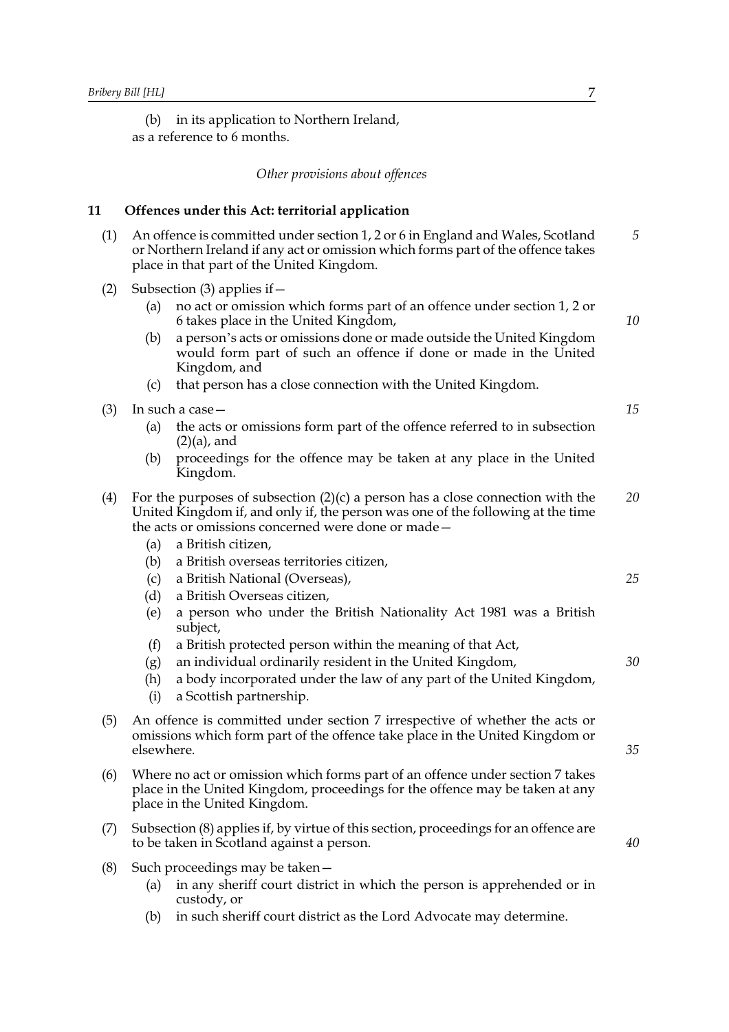(b) in its application to Northern Ireland,

as a reference to 6 months.

*Other provisions about offences*

## 11 Offences under this Act: territorial application

(1) An offence is committed under section 1, 2 or 6 in England and Wales, Scotland or Northern Ireland if any act or omission which forms part of the offence takes place in that part of the United Kingdom.

(2) Subsection (3) applies if—

- (a) no act or omission which forms part of an offence under section 1, 2 or 6 takes place in the United Kingdom,
- (b) a person's acts or omissions done or made outside the United Kingdom would form part of such an offence if done or made in the United Kingdom, and
- (c) that person has a close connection with the United Kingdom.

(3) In such a case—

- (a) the acts or omissions form part of the offence referred to in subsection (2)(a), and
- (b) proceedings for the offence may be taken at any place in the United Kingdom.

(4) For the purposes of subsection (2)(c) a person has a close connection with the United Kingdom if, and only if, the person was one of the following at the time the acts or omissions concerned were done or made—

- (a) a British citizen,
- (b) a British overseas territories citizen,
- (c) a British National (Overseas),
- (d) a British Overseas citizen,
- (e) a person who under the British Nationality Act 1981 was a British subject,
- (f) a British protected person within the meaning of that Act,
- (g) an individual ordinarily resident in the United Kingdom,
- (h) a body incorporated under the law of any part of the United Kingdom,
- (i) a Scottish partnership.

(5) An offence is committed under section 7 irrespective of whether the acts or omissions which form part of the offence take place in the United Kingdom or elsewhere.

(6) Where no act or omission which forms part of an offence under section 7 takes place in the United Kingdom, proceedings for the offence may be taken at any place in the United Kingdom.

(7) Subsection (8) applies if, by virtue of this section, proceedings for an offence are to be taken in Scotland against a person.

(8) Such proceedings may be taken—

- (a) in any sheriff court district in which the person is apprehended or in custody, or
- (b) in such sheriff court district as the Lord Advocate may determine.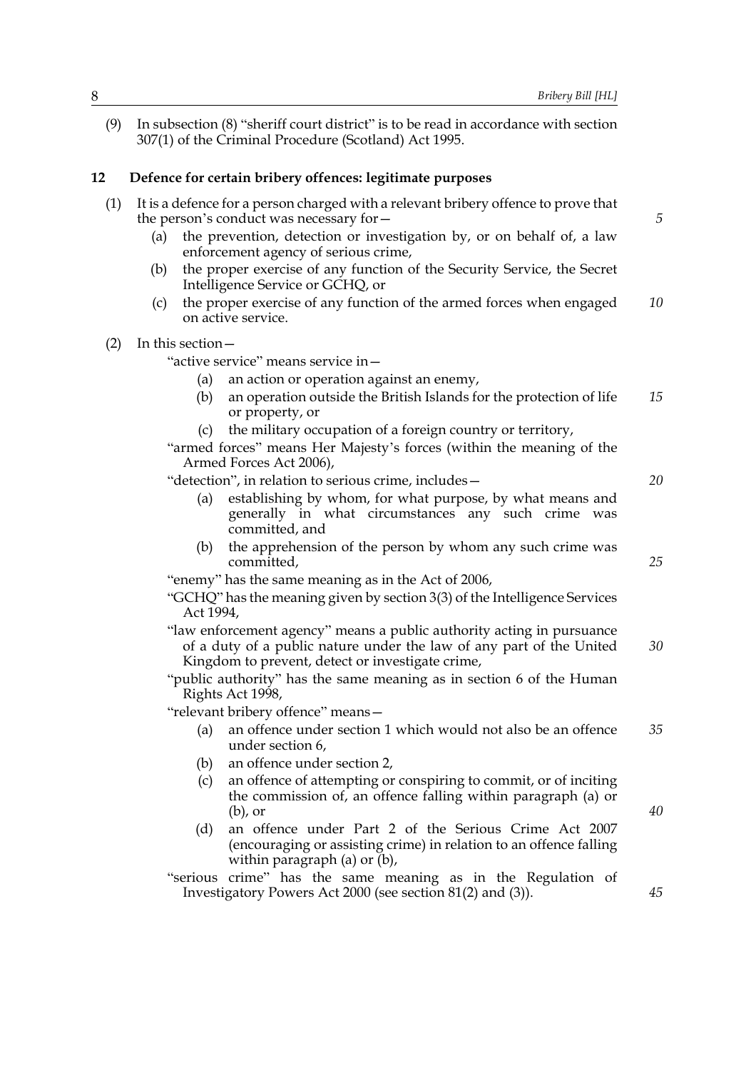(9) In subsection (8) "sheriff court district" is to be read in accordance with section 307(1) of the Criminal Procedure (Scotland) Act 1995.

## 12 Defence for certain bribery offences: legitimate purposes

(1) It is a defence for a person charged with a relevant bribery offence to prove that the person's conduct was necessary for—

- (a) the prevention, detection or investigation by, or on behalf of, a law enforcement agency of serious crime,
- (b) the proper exercise of any function of the Security Service, the Secret Intelligence Service or GCHQ, or
- (c) the proper exercise of any function of the armed forces when engaged on active service.

(2) In this section—

"active service" means service in—

- (a) an action or operation against an enemy,
- (b) an operation outside the British Islands for the protection of life or property, or
- (c) the military occupation of a foreign country or territory,

"armed forces" means Her Majesty's forces (within the meaning of the Armed Forces Act 2006),

"detection", in relation to serious crime, includes—

- (a) establishing by whom, for what purpose, by what means and generally in what circumstances any such crime was committed, and
- (b) the apprehension of the person by whom any such crime was committed,

"enemy" has the same meaning as in the Act of 2006,

"GCHQ" has the meaning given by section 3(3) of the Intelligence Services Act 1994,

"law enforcement agency" means a public authority acting in pursuance of a duty of a public nature under the law of any part of the United Kingdom to prevent, detect or investigate crime,

"public authority" has the same meaning as in section 6 of the Human Rights Act 1998,

"relevant bribery offence" means—

- (a) an offence under section 1 which would not also be an offence under section 6,
- (b) an offence under section 2,
- (c) an offence of attempting or conspiring to commit, or of inciting the commission of, an offence falling within paragraph (a) or (b), or
- (d) an offence under Part 2 of the Serious Crime Act 2007 (encouraging or assisting crime) in relation to an offence falling within paragraph (a) or (b),

"serious crime" has the same meaning as in the Regulation of Investigatory Powers Act 2000 (see section 81(2) and (3)).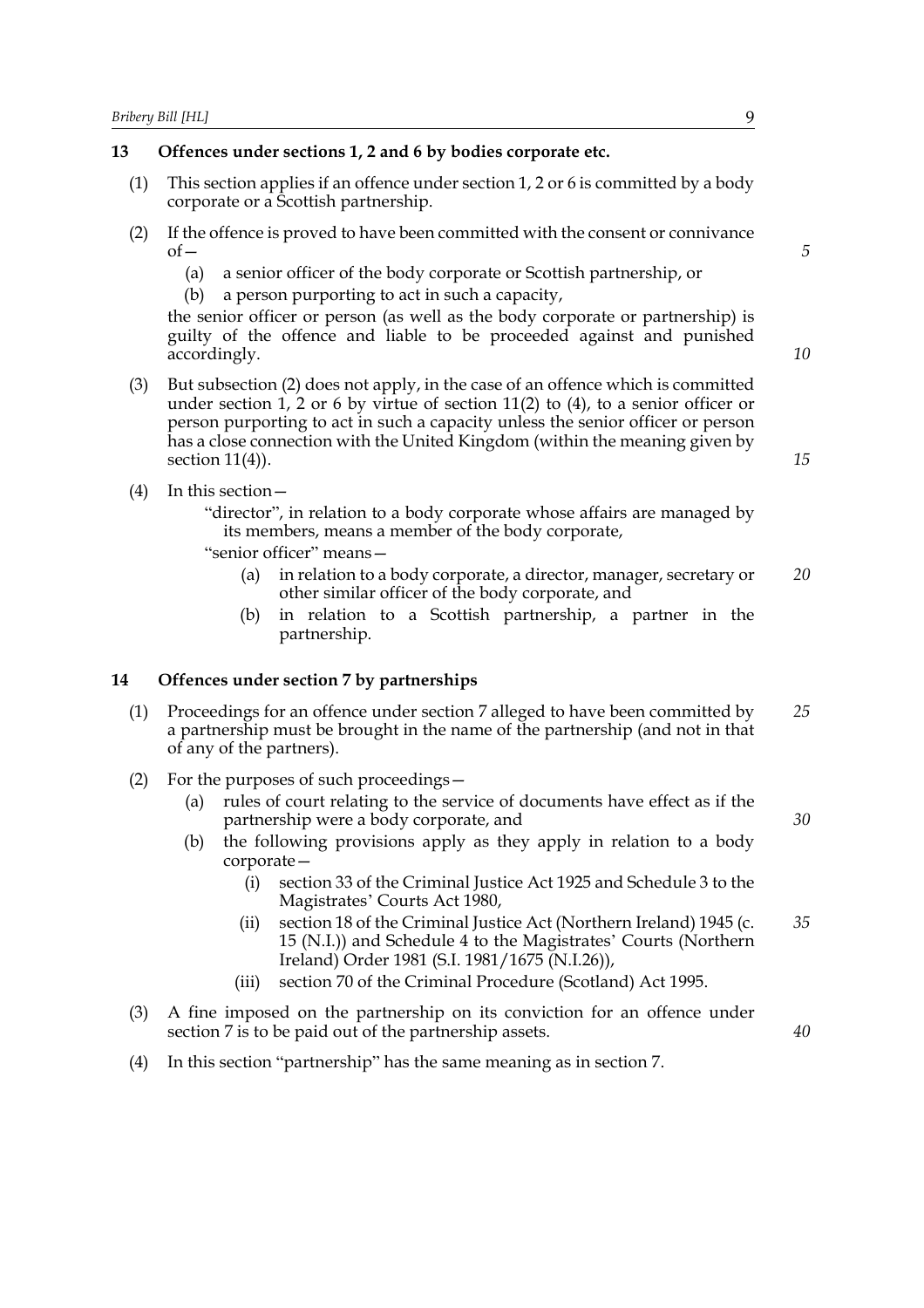## 13 Offences under sections 1, 2 and 6 by bodies corporate etc.

(1) This section applies if an offence under section 1, 2 or 6 is committed by a body corporate or a Scottish partnership.

(2) If the offence is proved to have been committed with the consent or connivance of—

(a) a senior officer of the body corporate or Scottish partnership, or

(b) a person purporting to act in such a capacity,

the senior officer or person (as well as the body corporate or partnership) is guilty of the offence and liable to be proceeded against and punished accordingly.

(3) But subsection (2) does not apply, in the case of an offence which is committed under section 1, 2 or 6 by virtue of section 11(2) to (4), to a senior officer or person purporting to act in such a capacity unless the senior officer or person has a close connection with the United Kingdom (within the meaning given by section 11(4)).

(4) In this section—

"director", in relation to a body corporate whose affairs are managed by its members, means a member of the body corporate,

"senior officer" means—

(a) in relation to a body corporate, a director, manager, secretary or other similar officer of the body corporate, and

(b) in relation to a Scottish partnership, a partner in the partnership.

## 14 Offences under section 7 by partnerships

(1) Proceedings for an offence under section 7 alleged to have been committed by a partnership must be brought in the name of the partnership (and not in that of any of the partners).

(2) For the purposes of such proceedings—

(a) rules of court relating to the service of documents have effect as if the partnership were a body corporate, and

(b) the following provisions apply as they apply in relation to a body corporate—

(i) section 33 of the Criminal Justice Act 1925 and Schedule 3 to the Magistrates' Courts Act 1980,

(ii) section 18 of the Criminal Justice Act (Northern Ireland) 1945 (c. 15 (N.I.)) and Schedule 4 to the Magistrates' Courts (Northern Ireland) Order 1981 (S.I. 1981/1675 (N.I.26)),

(iii) section 70 of the Criminal Procedure (Scotland) Act 1995.

(3) A fine imposed on the partnership on its conviction for an offence under section 7 is to be paid out of the partnership assets.

(4) In this section "partnership" has the same meaning as in section 7.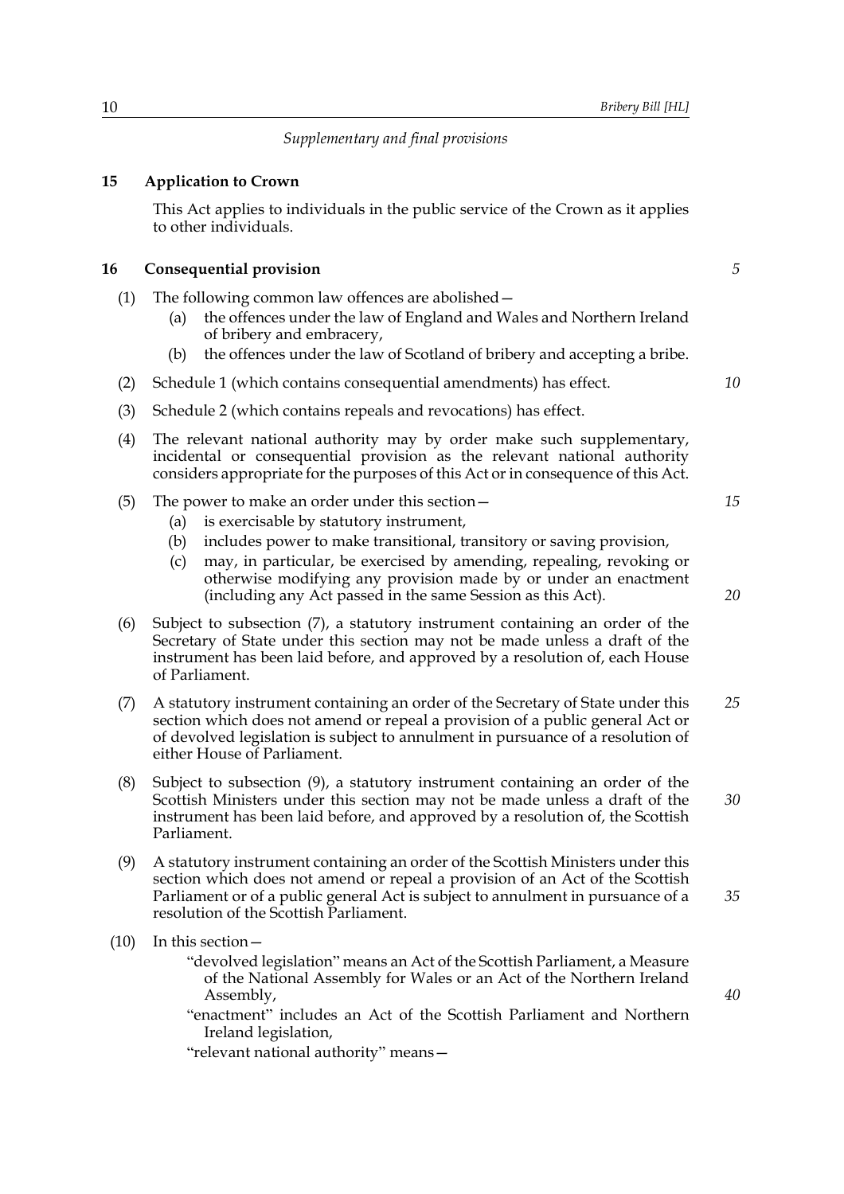*Supplementary and final provisions*

## 15 Application to Crown

This Act applies to individuals in the public service of the Crown as it applies to other individuals.

## 16 Consequential provision

(1) The following common law offences are abolished—

- (a) the offences under the law of England and Wales and Northern Ireland of bribery and embracery,
- (b) the offences under the law of Scotland of bribery and accepting a bribe.

(2) Schedule 1 (which contains consequential amendments) has effect.

(3) Schedule 2 (which contains repeals and revocations) has effect.

(4) The relevant national authority may by order make such supplementary, incidental or consequential provision as the relevant national authority considers appropriate for the purposes of this Act or in consequence of this Act.

(5) The power to make an order under this section—

- (a) is exercisable by statutory instrument,
- (b) includes power to make transitional, transitory or saving provision,
- (c) may, in particular, be exercised by amending, repealing, revoking or otherwise modifying any provision made by or under an enactment (including any Act passed in the same Session as this Act).

(6) Subject to subsection (7), a statutory instrument containing an order of the Secretary of State under this section may not be made unless a draft of the instrument has been laid before, and approved by a resolution of, each House of Parliament.

(7) A statutory instrument containing an order of the Secretary of State under this section which does not amend or repeal a provision of a public general Act or of devolved legislation is subject to annulment in pursuance of a resolution of either House of Parliament.

(8) Subject to subsection (9), a statutory instrument containing an order of the Scottish Ministers under this section may not be made unless a draft of the instrument has been laid before, and approved by a resolution of, the Scottish Parliament.

(9) A statutory instrument containing an order of the Scottish Ministers under this section which does not amend or repeal a provision of an Act of the Scottish Parliament or of a public general Act is subject to annulment in pursuance of a resolution of the Scottish Parliament.

(10) In this section—

"devolved legislation" means an Act of the Scottish Parliament, a Measure of the National Assembly for Wales or an Act of the Northern Ireland Assembly,

"enactment" includes an Act of the Scottish Parliament and Northern Ireland legislation,

"relevant national authority" means—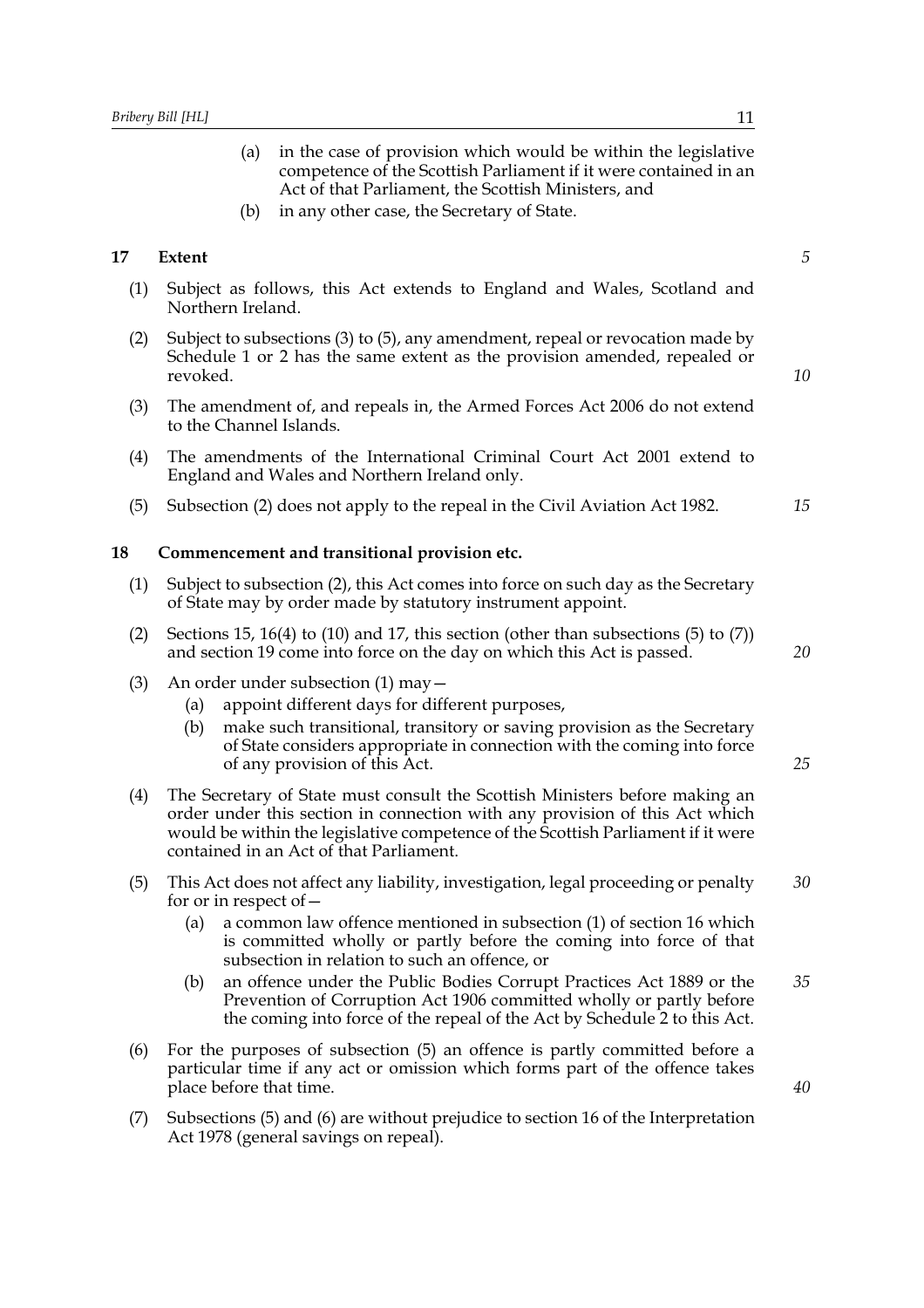(a) in the case of provision which would be within the legislative competence of the Scottish Parliament if it were contained in an Act of that Parliament, the Scottish Ministers, and

(b) in any other case, the Secretary of State.

## 17 Extent

(1) Subject as follows, this Act extends to England and Wales, Scotland and Northern Ireland.

(2) Subject to subsections (3) to (5), any amendment, repeal or revocation made by Schedule 1 or 2 has the same extent as the provision amended, repealed or revoked.

(3) The amendment of, and repeals in, the Armed Forces Act 2006 do not extend to the Channel Islands.

(4) The amendments of the International Criminal Court Act 2001 extend to England and Wales and Northern Ireland only.

(5) Subsection (2) does not apply to the repeal in the Civil Aviation Act 1982.

## 18 Commencement and transitional provision etc.

(1) Subject to subsection (2), this Act comes into force on such day as the Secretary of State may by order made by statutory instrument appoint.

(2) Sections 15, 16(4) to (10) and 17, this section (other than subsections (5) to (7)) and section 19 come into force on the day on which this Act is passed.

(3) An order under subsection (1) may—

- (a) appoint different days for different purposes,
- (b) make such transitional, transitory or saving provision as the Secretary of State considers appropriate in connection with the coming into force of any provision of this Act.

(4) The Secretary of State must consult the Scottish Ministers before making an order under this section in connection with any provision of this Act which would be within the legislative competence of the Scottish Parliament if it were contained in an Act of that Parliament.

(5) This Act does not affect any liability, investigation, legal proceeding or penalty for or in respect of—

- (a) a common law offence mentioned in subsection (1) of section 16 which is committed wholly or partly before the coming into force of that subsection in relation to such an offence, or
- (b) an offence under the Public Bodies Corrupt Practices Act 1889 or the Prevention of Corruption Act 1906 committed wholly or partly before the coming into force of the repeal of the Act by Schedule 2 to this Act.

(6) For the purposes of subsection (5) an offence is partly committed before a particular time if any act or omission which forms part of the offence takes place before that time.

(7) Subsections (5) and (6) are without prejudice to section 16 of the Interpretation Act 1978 (general savings on repeal).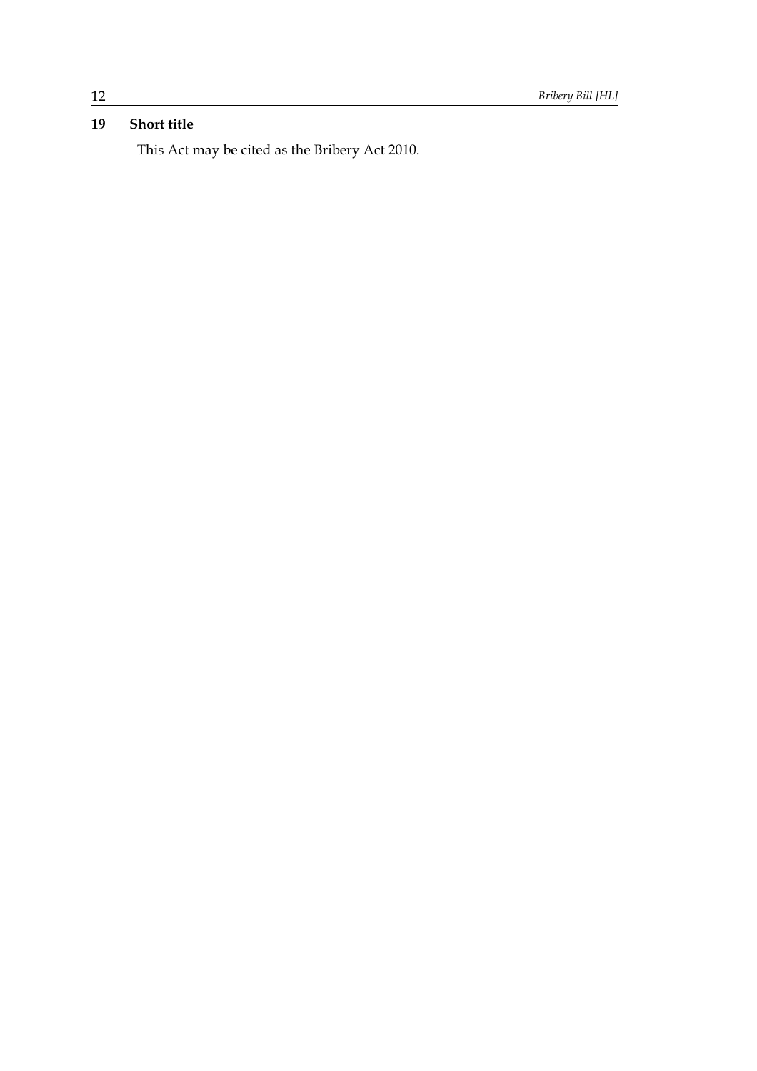**19 Short title**

This Act may be cited as the Bribery Act 2010.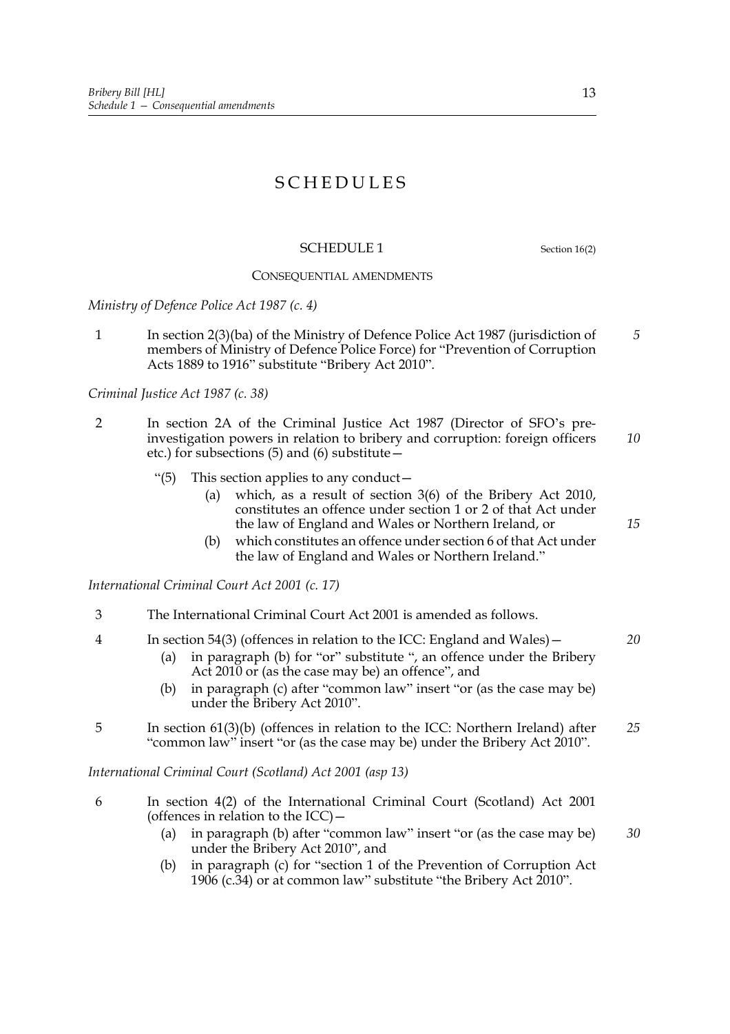# SCHEDULES

## SCHEDULE 1

Section 16(2)

### CONSEQUENTIAL AMENDMENTS

*Ministry of Defence Police Act 1987 (c. 4)*

1 In section 2(3)(ba) of the Ministry of Defence Police Act 1987 (jurisdiction of members of Ministry of Defence Police Force) for "Prevention of Corruption Acts 1889 to 1916" substitute "Bribery Act 2010".

*Criminal Justice Act 1987 (c. 38)*

2 In section 2A of the Criminal Justice Act 1987 (Director of SFO's pre-investigation powers in relation to bribery and corruption: foreign officers etc.) for subsections (5) and (6) substitute—

"(5) This section applies to any conduct—

(a) which, as a result of section 3(6) of the Bribery Act 2010, constitutes an offence under section 1 or 2 of that Act under the law of England and Wales or Northern Ireland, or

(b) which constitutes an offence under section 6 of that Act under the law of England and Wales or Northern Ireland."

*International Criminal Court Act 2001 (c. 17)*

3 The International Criminal Court Act 2001 is amended as follows.

4 In section 54(3) (offences in relation to the ICC: England and Wales)—

(a) in paragraph (b) for "or" substitute ", an offence under the Bribery Act 2010 or (as the case may be) an offence", and

(b) in paragraph (c) after "common law" insert "or (as the case may be) under the Bribery Act 2010".

5 In section 61(3)(b) (offences in relation to the ICC: Northern Ireland) after "common law" insert "or (as the case may be) under the Bribery Act 2010".

*International Criminal Court (Scotland) Act 2001 (asp 13)*

6 In section 4(2) of the International Criminal Court (Scotland) Act 2001 (offences in relation to the ICC)—

(a) in paragraph (b) after "common law" insert "or (as the case may be) under the Bribery Act 2010", and

(b) in paragraph (c) for "section 1 of the Prevention of Corruption Act 1906 (c.34) or at common law" substitute "the Bribery Act 2010".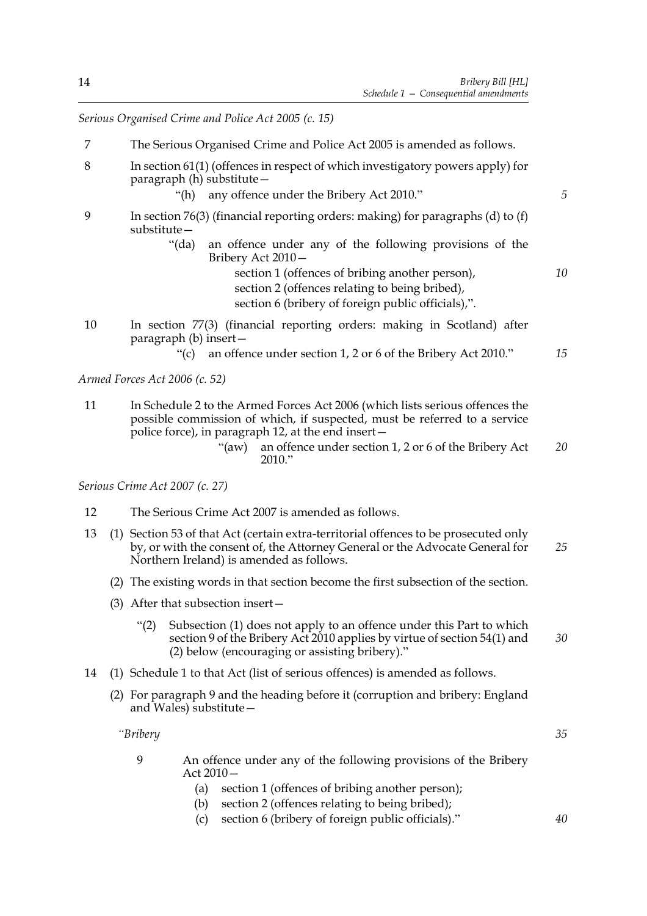*Serious Organised Crime and Police Act 2005 (c. 15)*

7 The Serious Organised Crime and Police Act 2005 is amended as follows.

8 In section 61(1) (offences in respect of which investigatory powers apply) for paragraph (h) substitute—

"(h) any offence under the Bribery Act 2010."

9 In section 76(3) (financial reporting orders: making) for paragraphs (d) to (f) substitute—

"(da) an offence under any of the following provisions of the Bribery Act 2010—
section 1 (offences of bribing another person),
section 2 (offences relating to being bribed),
section 6 (bribery of foreign public officials),".

10 In section 77(3) (financial reporting orders: making in Scotland) after paragraph (b) insert—

"(c) an offence under section 1, 2 or 6 of the Bribery Act 2010."

*Armed Forces Act 2006 (c. 52)*

11 In Schedule 2 to the Armed Forces Act 2006 (which lists serious offences the possible commission of which, if suspected, must be referred to a service police force), in paragraph 12, at the end insert—

"(aw) an offence under section 1, 2 or 6 of the Bribery Act 2010."

*Serious Crime Act 2007 (c. 27)*

12 The Serious Crime Act 2007 is amended as follows.

13 (1) Section 53 of that Act (certain extra-territorial offences to be prosecuted only by, or with the consent of, the Attorney General or the Advocate General for Northern Ireland) is amended as follows.

(2) The existing words in that section become the first subsection of the section.

(3) After that subsection insert—

"(2) Subsection (1) does not apply to an offence under this Part to which section 9 of the Bribery Act 2010 applies by virtue of section 54(1) and (2) below (encouraging or assisting bribery)."

14 (1) Schedule 1 to that Act (list of serious offences) is amended as follows.

(2) For paragraph 9 and the heading before it (corruption and bribery: England and Wales) substitute—

"*Bribery*

9 An offence under any of the following provisions of the Bribery Act 2010—

(a) section 1 (offences of bribing another person);
(b) section 2 (offences relating to being bribed);
(c) section 6 (bribery of foreign public officials)."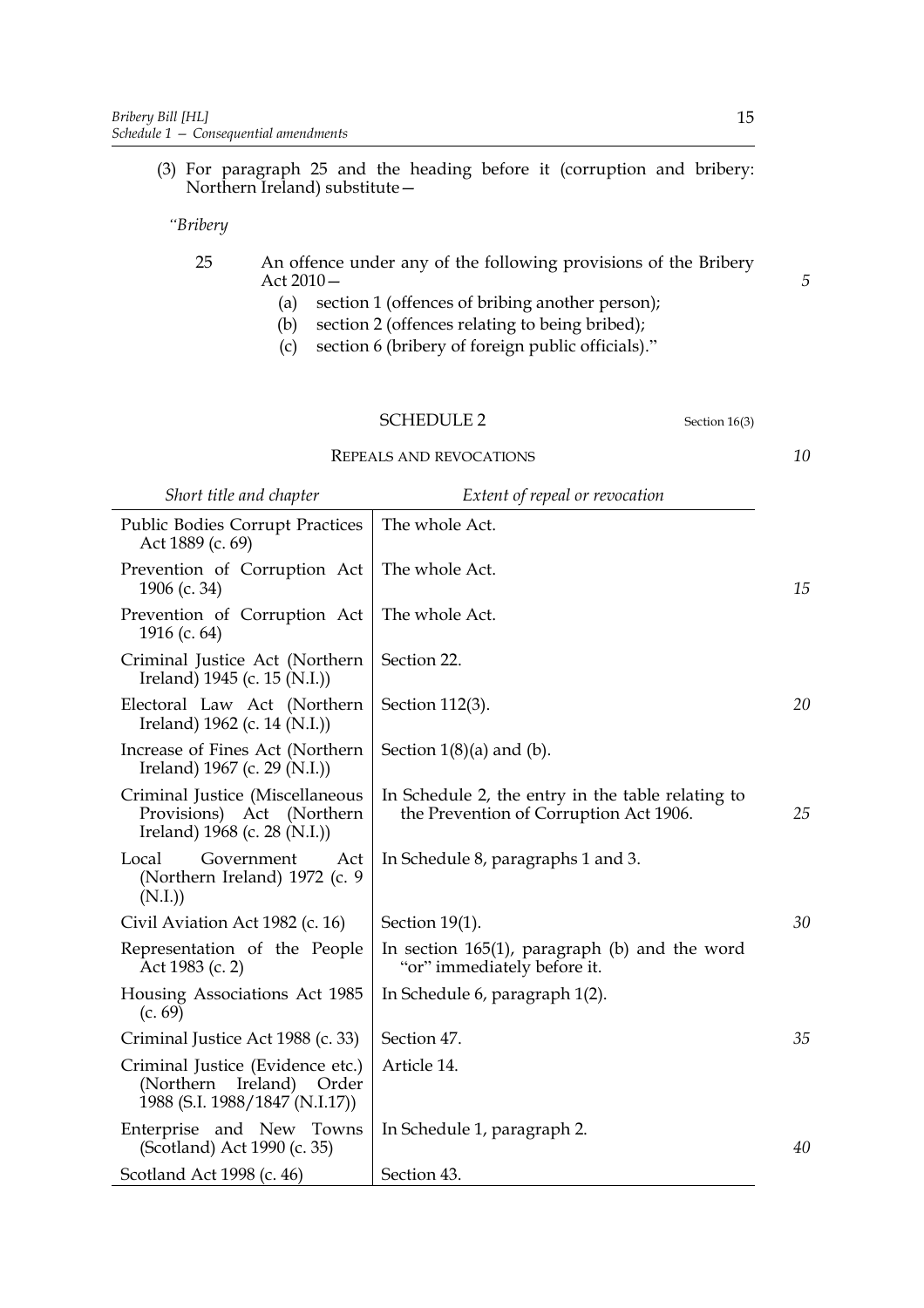(3) For paragraph 25 and the heading before it (corruption and bribery: Northern Ireland) substitute—

*"Bribery*

25 An offence under any of the following provisions of the Bribery Act 2010—

(a) section 1 (offences of bribing another person);

(b) section 2 (offences relating to being bribed);

(c) section 6 (bribery of foreign public officials)."

## SCHEDULE 2

Section 16(3)

### REPEALS AND REVOCATIONS

| *Short title and chapter* | *Extent of repeal or revocation* |
|---|---|
| Public Bodies Corrupt Practices Act 1889 (c. 69) | The whole Act. |
| Prevention of Corruption Act 1906 (c. 34) | The whole Act. |
| Prevention of Corruption Act 1916 (c. 64) | The whole Act. |
| Criminal Justice Act (Northern Ireland) 1945 (c. 15 (N.I.)) | Section 22. |
| Electoral Law Act (Northern Ireland) 1962 (c. 14 (N.I.)) | Section 112(3). |
| Increase of Fines Act (Northern Ireland) 1967 (c. 29 (N.I.)) | Section 1(8)(a) and (b). |
| Criminal Justice (Miscellaneous Provisions) Act (Northern Ireland) 1968 (c. 28 (N.I.)) | In Schedule 2, the entry in the table relating to the Prevention of Corruption Act 1906. |
| Local Government Act (Northern Ireland) 1972 (c. 9 (N.I.)) | In Schedule 8, paragraphs 1 and 3. |
| Civil Aviation Act 1982 (c. 16) | Section 19(1). |
| Representation of the People Act 1983 (c. 2) | In section 165(1), paragraph (b) and the word "or" immediately before it. |
| Housing Associations Act 1985 (c. 69) | In Schedule 6, paragraph 1(2). |
| Criminal Justice Act 1988 (c. 33) | Section 47. |
| Criminal Justice (Evidence etc.) (Northern Ireland) Order 1988 (S.I. 1988/1847 (N.I.17)) | Article 14. |
| Enterprise and New Towns (Scotland) Act 1990 (c. 35) | In Schedule 1, paragraph 2. |
| Scotland Act 1998 (c. 46) | Section 43. |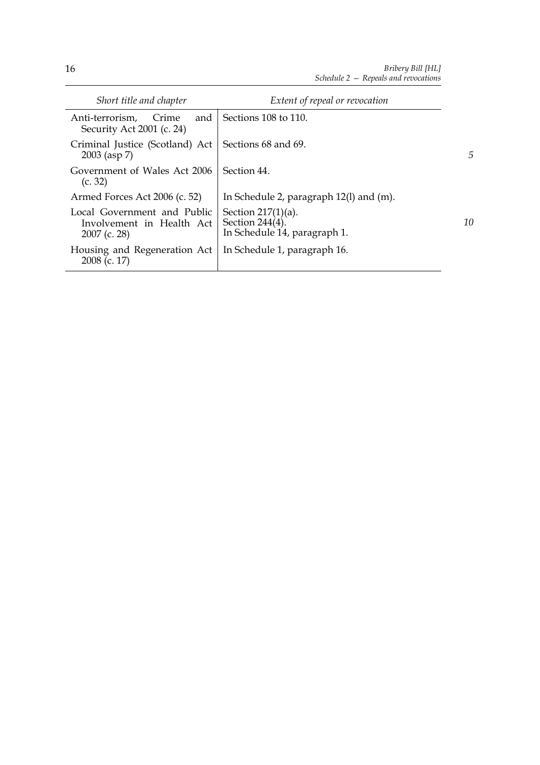| Short title and chapter | Extent of repeal or revocation |
|---|---|
| Anti-terrorism, Crime and Security Act 2001 (c. 24) | Sections 108 to 110. |
| Criminal Justice (Scotland) Act 2003 (asp 7) | Sections 68 and 69. |
| Government of Wales Act 2006 (c. 32) | Section 44. |
| Armed Forces Act 2006 (c. 52) | In Schedule 2, paragraph 12(l) and (m). |
| Local Government and Public Involvement in Health Act 2007 (c. 28) | Section 217(1)(a).<br>Section 244(4).<br>In Schedule 14, paragraph 1. |
| Housing and Regeneration Act 2008 (c. 17) | In Schedule 1, paragraph 16. |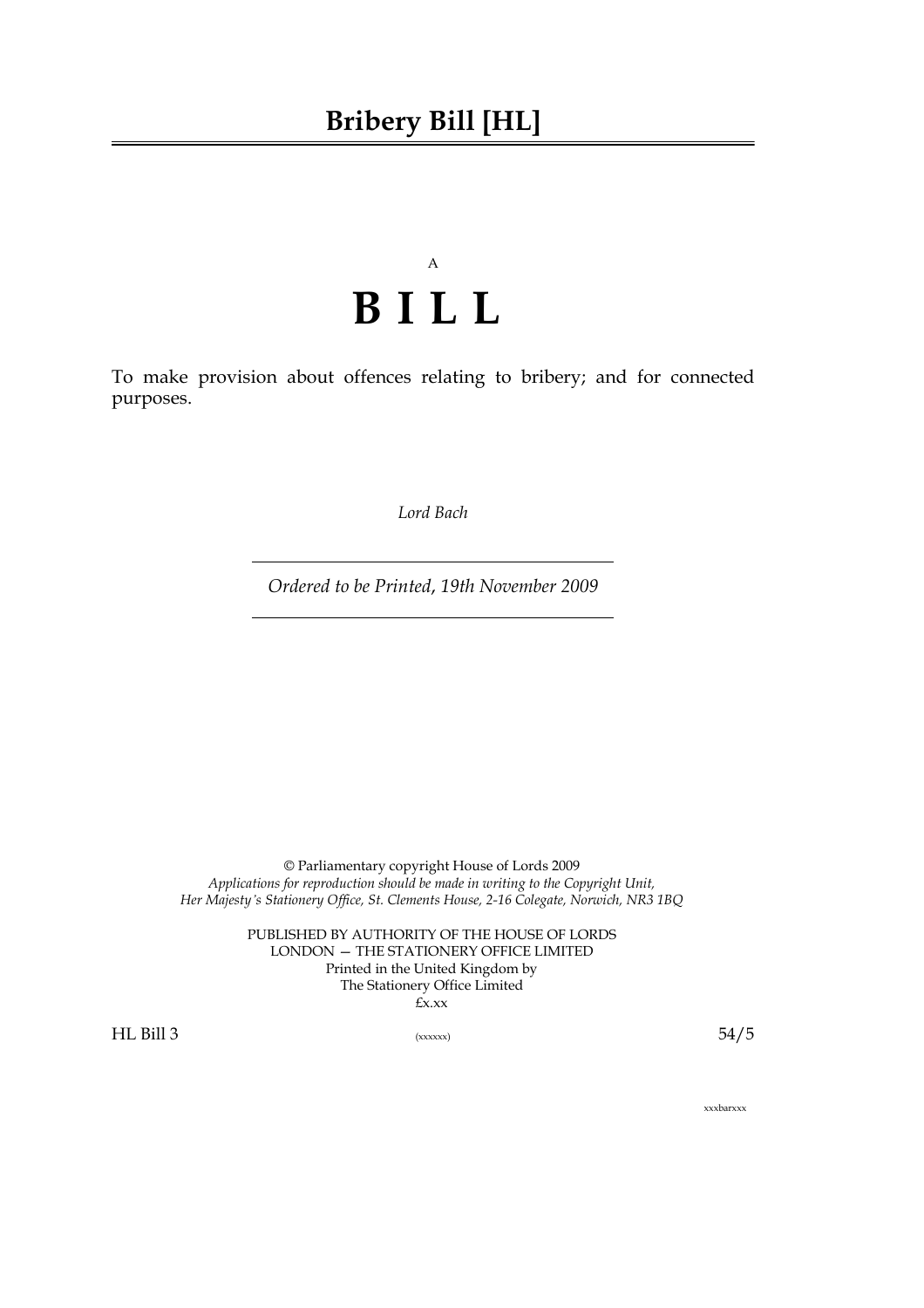# Bribery Bill [HL]

A

# B I L L

To make provision about offences relating to bribery; and for connected purposes.

*Lord Bach*

*Ordered to be Printed, 19th November 2009*

© Parliamentary copyright House of Lords 2009
*Applications for reproduction should be made in writing to the Copyright Unit, Her Majesty's Stationery Office, St. Clements House, 2-16 Colegate, Norwich, NR3 1BQ*

PUBLISHED BY AUTHORITY OF THE HOUSE OF LORDS
LONDON — THE STATIONERY OFFICE LIMITED
Printed in the United Kingdom by
The Stationery Office Limited
£x.xx

HL Bill 3 (xxxxxx) 54/5

xxxbarxxx